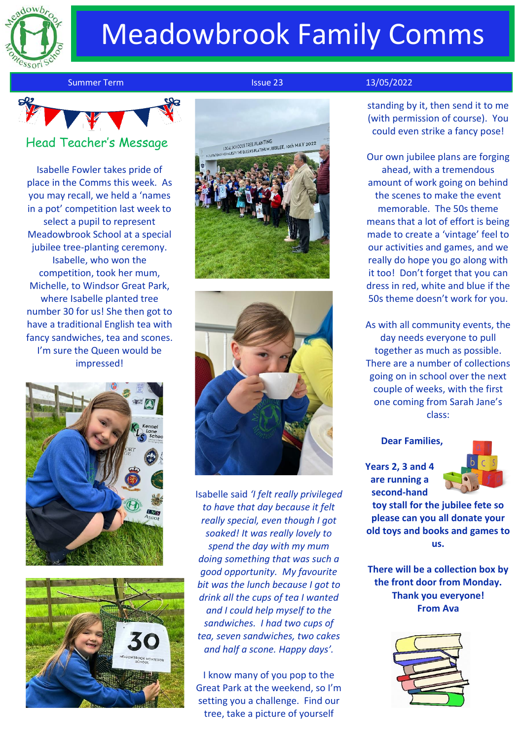# Meadowbrook Family Comms

Summer Term | Issue 23 | 13/05/2022

## Head Teacher's Message

Isabelle Fowler takes pride of place in the Comms this week. As you may recall, we held a 'names in a pot' competition last week to select a pupil to represent Meadowbrook School at a special jubilee tree-planting ceremony. Isabelle, who won the competition, took her mum, Michelle, to Windsor Great Park, where Isabelle planted tree number 30 for us! She then got to have a traditional English tea with fancy sandwiches, tea and scones. I'm sure the Queen would be impressed!

Isabelle said *'I felt really privileged to have that day because it felt really special, even though I got soaked! It was really lovely to spend the day with my mum doing something that was such a good opportunity. My favourite bit was the lunch because I got to drink all the cups of tea I wanted and I could help myself to the sandwiches. I had two cups of tea, seven sandwiches, two cakes and half a scone. Happy days'.*

I know many of you pop to the Great Park at the weekend, so I'm setting you a challenge. Find our tree, take a picture of yourself standing by it, then send it to me (with permission of course). You could even strike a fancy pose!

Our own jubilee plans are forging ahead, with a tremendous amount of work going on behind the scenes to make the event memorable. The 50s theme means that a lot of effort is being made to create a 'vintage' feel to our activities and games, and we really do hope you go along with it too! Don't forget that you can dress in red, white and blue if the 50s theme doesn't work for you.

As with all community events, the day needs everyone to pull together as much as possible. There are a number of collections going on in school over the next couple of weeks, with the first one coming from Sarah Jane's class:

**Dear Families,**

**Years 2, 3 and 4 are running a second-hand toy stall for the jubilee fete so please can you all donate your old toys and books and games to us.**

**There will be a collection box by the front door from Monday. Thank you everyone!**
**From Ava**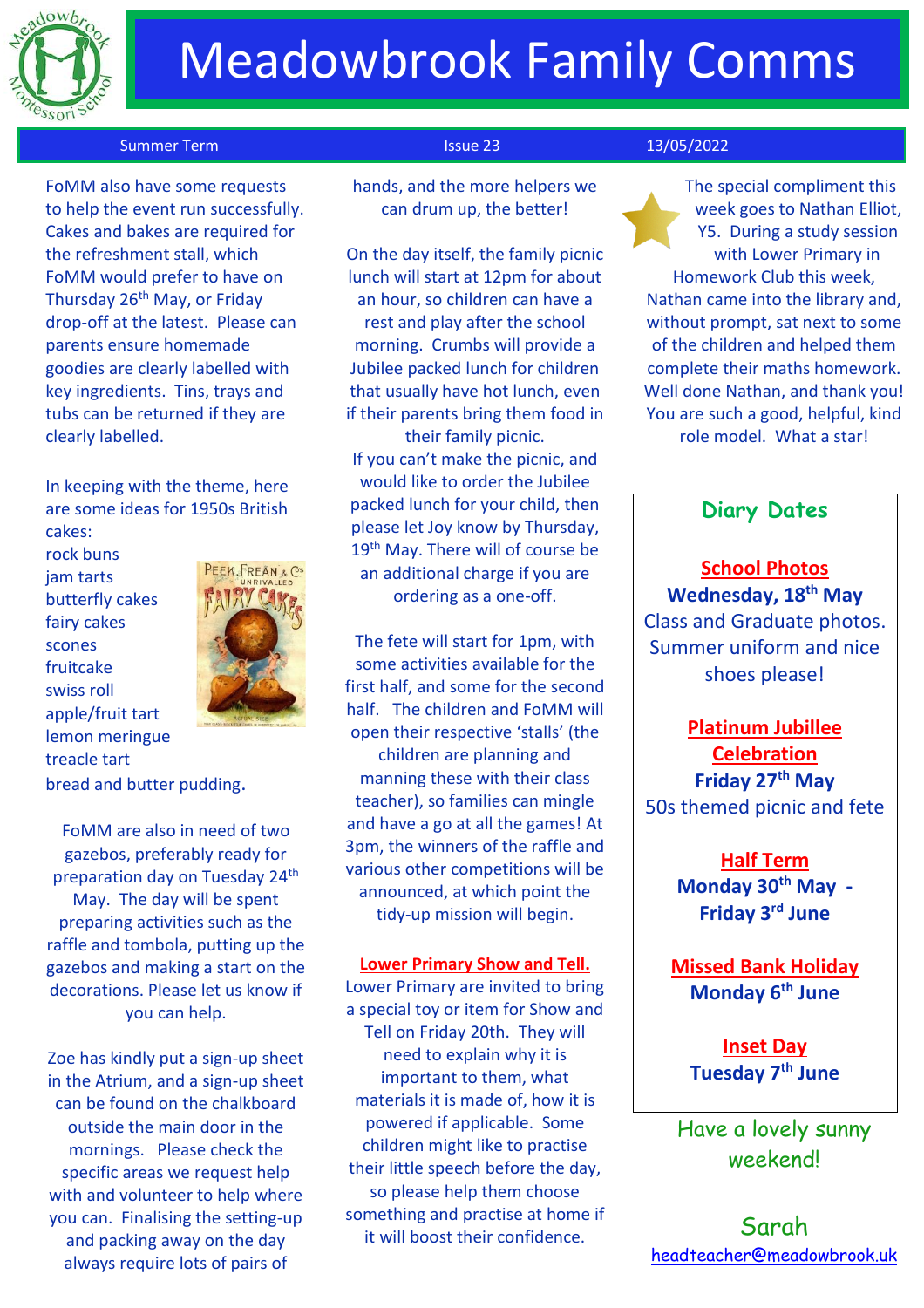# Meadowbrook Family Comms

Summer Term | Issue 23 | 13/05/2022

FoMM also have some requests to help the event run successfully. Cakes and bakes are required for the refreshment stall, which FoMM would prefer to have on Thursday 26th May, or Friday drop-off at the latest. Please can parents ensure homemade goodies are clearly labelled with key ingredients. Tins, trays and tubs can be returned if they are clearly labelled.

In keeping with the theme, here are some ideas for 1950s British cakes:

- rock buns
- jam tarts
- butterfly cakes
- fairy cakes
- scones
- fruitcake
- swiss roll
- apple/fruit tart
- lemon meringue
- treacle tart
- bread and butter pudding.

FoMM are also in need of two gazebos, preferably ready for preparation day on Tuesday 24th May. The day will be spent preparing activities such as the raffle and tombola, putting up the gazebos and making a start on the decorations. Please let us know if you can help.

Zoe has kindly put a sign-up sheet in the Atrium, and a sign-up sheet can be found on the chalkboard outside the main door in the mornings. Please check the specific areas we request help with and volunteer to help where you can. Finalising the setting-up and packing away on the day always require lots of pairs of hands, and the more helpers we can drum up, the better!

On the day itself, the family picnic lunch will start at 12pm for about an hour, so children can have a rest and play after the school morning. Crumbs will provide a Jubilee packed lunch for children that usually have hot lunch, even if their parents bring them food in their family picnic.

If you can't make the picnic, and would like to order the Jubilee packed lunch for your child, then please let Joy know by Thursday, 19th May. There will of course be an additional charge if you are ordering as a one-off.

The fete will start for 1pm, with some activities available for the first half, and some for the second half. The children and FoMM will open their respective 'stalls' (the children are planning and manning these with their class teacher), so families can mingle and have a go at all the games! At 3pm, the winners of the raffle and various other competitions will be announced, at which point the tidy-up mission will begin.

**Lower Primary Show and Tell.**

Lower Primary are invited to bring a special toy or item for Show and Tell on Friday 20th. They will need to explain why it is important to them, what materials it is made of, how it is powered if applicable. Some children might like to practise their little speech before the day, so please help them choose something and practise at home if it will boost their confidence.

The special compliment this week goes to Nathan Elliot, Y5. During a study session with Lower Primary in Homework Club this week, Nathan came into the library and, without prompt, sat next to some of the children and helped them complete their maths homework. Well done Nathan, and thank you! You are such a good, helpful, kind role model. What a star!

## Diary Dates

**School Photos**
**Wednesday, 18th May**
Class and Graduate photos. Summer uniform and nice shoes please!

**Platinum Jubillee Celebration**
**Friday 27th May**
50s themed picnic and fete

**Half Term**
**Monday 30th May - Friday 3rd June**

**Missed Bank Holiday**
**Monday 6th June**

**Inset Day**
**Tuesday 7th June**

Have a lovely sunny weekend!

Sarah
headteacher@meadowbrook.uk